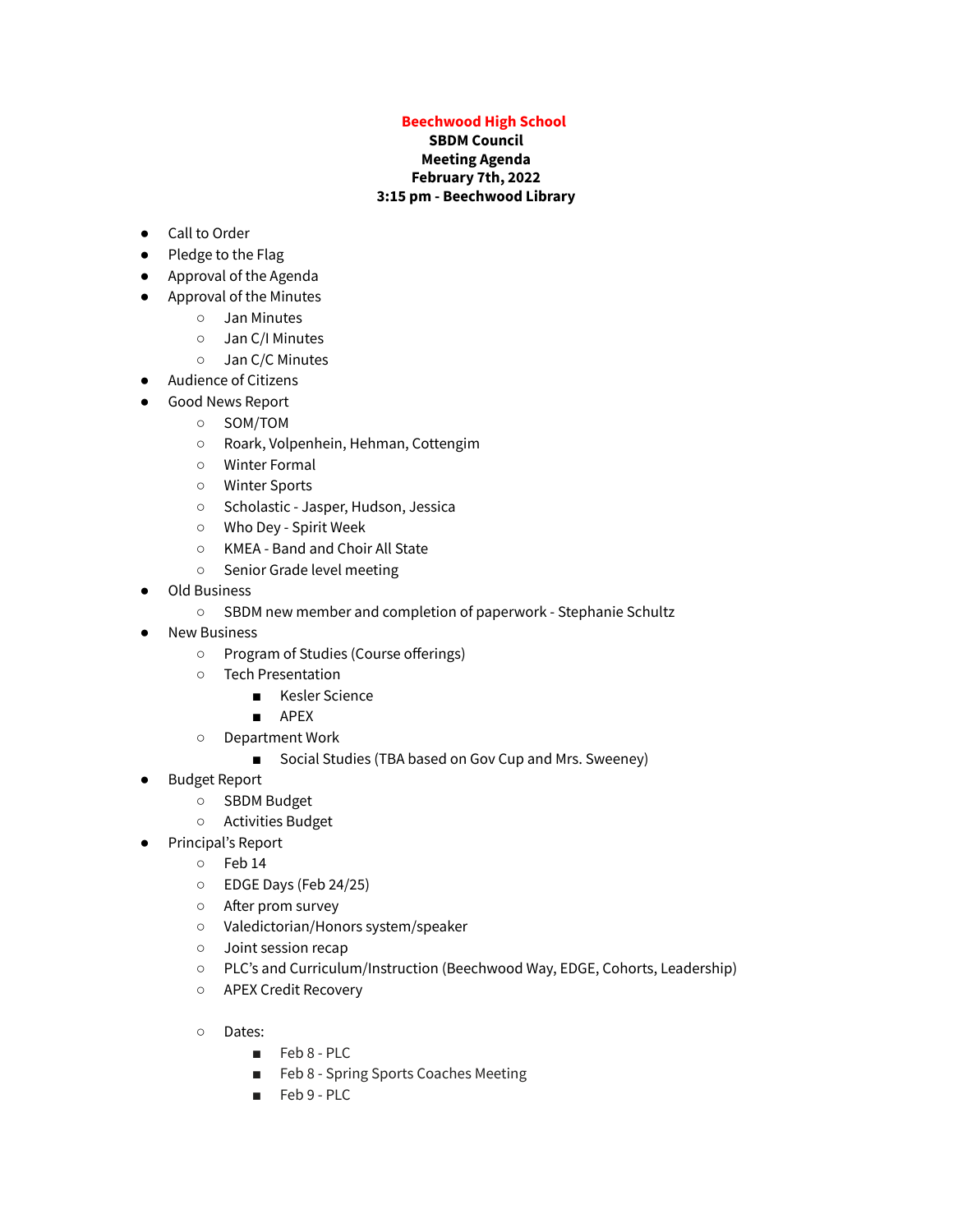**Beechwood High School**
**SBDM Council**
**Meeting Agenda**
**February 7th, 2022**
**3:15 pm - Beechwood Library**

- Call to Order
- Pledge to the Flag
- Approval of the Agenda
- Approval of the Minutes
  - Jan Minutes
  - Jan C/I Minutes
  - Jan C/C Minutes
- Audience of Citizens
- Good News Report
  - SOM/TOM
  - Roark, Volpenhein, Hehman, Cottengim
  - Winter Formal
  - Winter Sports
  - Scholastic - Jasper, Hudson, Jessica
  - Who Dey - Spirit Week
  - KMEA - Band and Choir All State
  - Senior Grade level meeting
- Old Business
  - SBDM new member and completion of paperwork - Stephanie Schultz
- New Business
  - Program of Studies (Course offerings)
  - Tech Presentation
    - Kesler Science
    - APEX
  - Department Work
    - Social Studies (TBA based on Gov Cup and Mrs. Sweeney)
- Budget Report
  - SBDM Budget
  - Activities Budget
- Principal's Report
  - Feb 14
  - EDGE Days (Feb 24/25)
  - After prom survey
  - Valedictorian/Honors system/speaker
  - Joint session recap
  - PLC's and Curriculum/Instruction (Beechwood Way, EDGE, Cohorts, Leadership)
  - APEX Credit Recovery
  - Dates:
    - Feb 8 - PLC
    - Feb 8 - Spring Sports Coaches Meeting
    - Feb 9 - PLC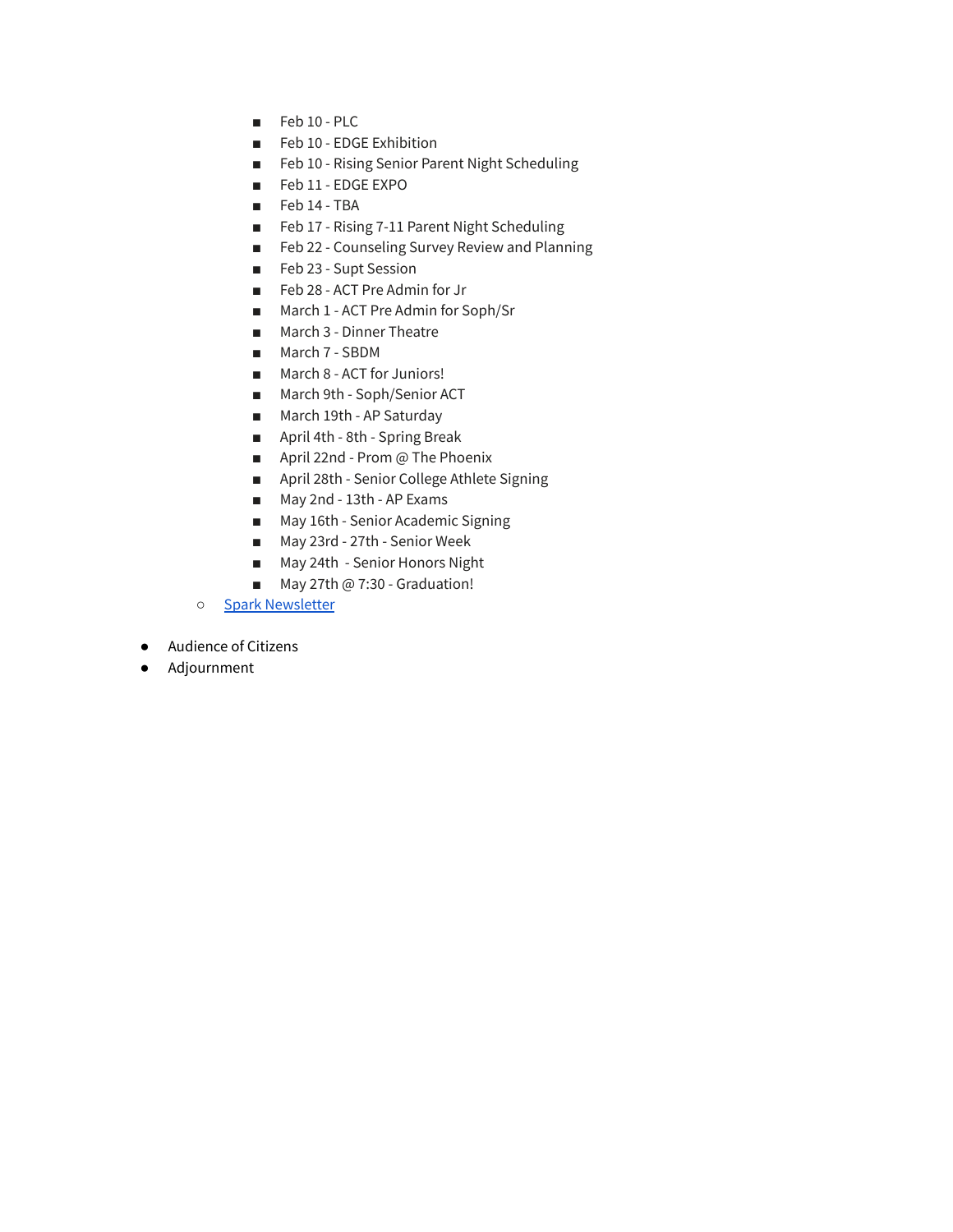- Feb 10 - PLC
        - Feb 10 - EDGE Exhibition
        - Feb 10 - Rising Senior Parent Night Scheduling
        - Feb 11 - EDGE EXPO
        - Feb 14 - TBA
        - Feb 17 - Rising 7-11 Parent Night Scheduling
        - Feb 22 - Counseling Survey Review and Planning
        - Feb 23 - Supt Session
        - Feb 28 - ACT Pre Admin for Jr
        - March 1 - ACT Pre Admin for Soph/Sr
        - March 3 - Dinner Theatre
        - March 7 - SBDM
        - March 8 - ACT for Juniors!
        - March 9th - Soph/Senior ACT
        - March 19th - AP Saturday
        - April 4th - 8th - Spring Break
        - April 22nd - Prom @ The Phoenix
        - April 28th - Senior College Athlete Signing
        - May 2nd - 13th - AP Exams
        - May 16th - Senior Academic Signing
        - May 23rd - 27th - Senior Week
        - May 24th - Senior Honors Night
        - May 27th @ 7:30 - Graduation!
    - Spark Newsletter

- Audience of Citizens
- Adjournment